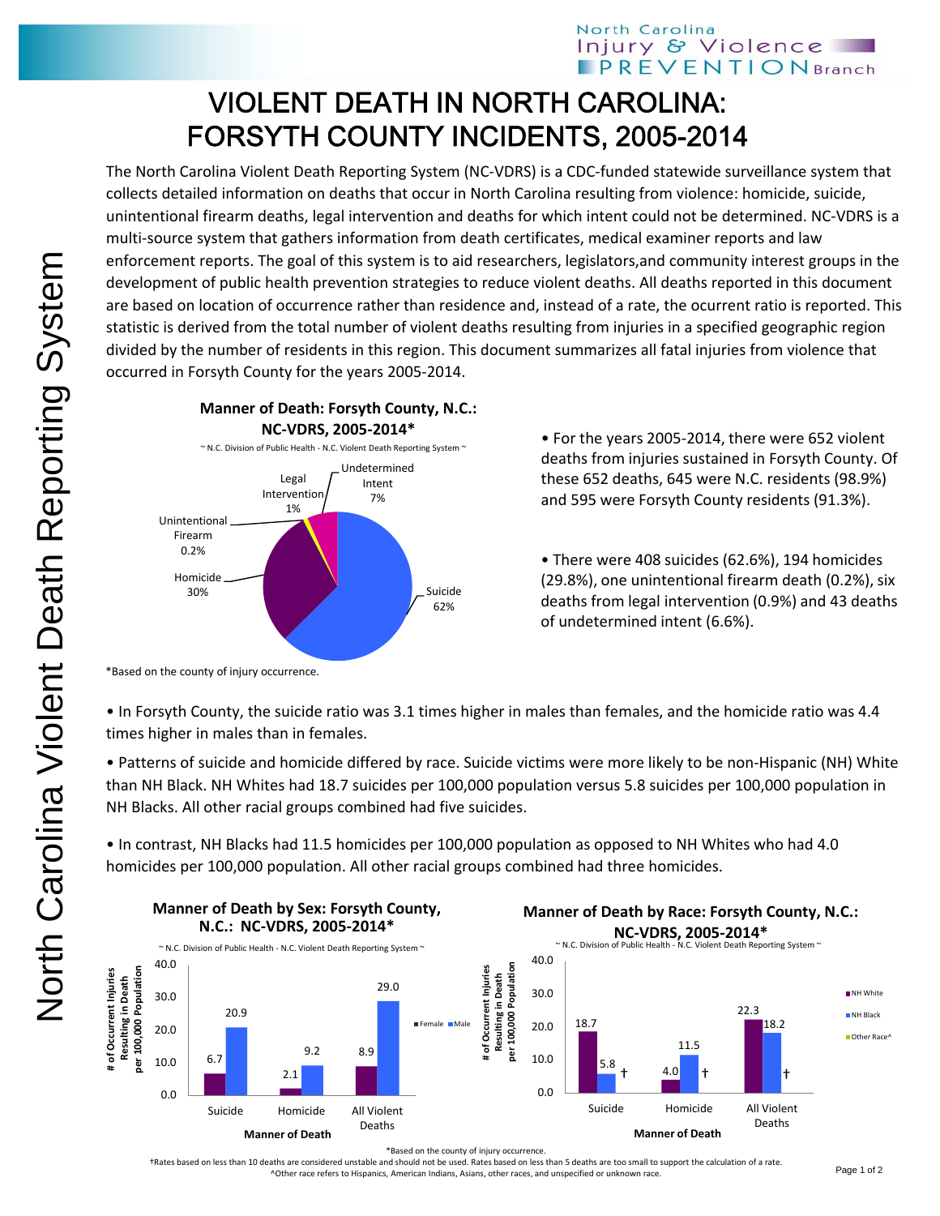North Carolina Injury & Violence PREVENTION Branch

# VIOLENT DEATH IN NORTH CAROLINA: FORSYTH COUNTY INCIDENTS, 2005-2014

North Carolina Violent Death Reporting System

The North Carolina Violent Death Reporting System (NC-VDRS) is a CDC-funded statewide surveillance system that collects detailed information on deaths that occur in North Carolina resulting from violence: homicide, suicide, unintentional firearm deaths, legal intervention and deaths for which intent could not be determined. NC-VDRS is a multi-source system that gathers information from death certificates, medical examiner reports and law enforcement reports. The goal of this system is to aid researchers, legislators,and community interest groups in the development of public health prevention strategies to reduce violent deaths. All deaths reported in this document are based on location of occurrence rather than residence and, instead of a rate, the ocurrent ratio is reported. This statistic is derived from the total number of violent deaths resulting from injuries in a specified geographic region divided by the number of residents in this region. This document summarizes all fatal injuries from violence that occurred in Forsyth County for the years 2005-2014.

**Manner of Death: Forsyth County, N.C.: NC-VDRS, 2005-2014***

~ N.C. Division of Public Health - N.C. Violent Death Reporting System ~

| Manner of Death | Percent |
|---|---|
| Suicide | 62% |
| Homicide | 30% |
| Unintentional Firearm | 0.2% |
| Legal Intervention | 1% |
| Undetermined Intent | 7% |

*Based on the county of injury occurrence.

- For the years 2005-2014, there were 652 violent deaths from injuries sustained in Forsyth County. Of these 652 deaths, 645 were N.C. residents (98.9%) and 595 were Forsyth County residents (91.3%).

- There were 408 suicides (62.6%), 194 homicides (29.8%), one unintentional firearm death (0.2%), six deaths from legal intervention (0.9%) and 43 deaths of undetermined intent (6.6%).

- In Forsyth County, the suicide ratio was 3.1 times higher in males than females, and the homicide ratio was 4.4 times higher in males than in females.

- Patterns of suicide and homicide differed by race. Suicide victims were more likely to be non-Hispanic (NH) White than NH Black. NH Whites had 18.7 suicides per 100,000 population versus 5.8 suicides per 100,000 population in NH Blacks. All other racial groups combined had five suicides.

- In contrast, NH Blacks had 11.5 homicides per 100,000 population as opposed to NH Whites who had 4.0 homicides per 100,000 population. All other racial groups combined had three homicides.

**Manner of Death by Sex: Forsyth County, N.C.: NC-VDRS, 2005-2014***

~ N.C. Division of Public Health - N.C. Violent Death Reporting System ~

# of Occurrent Injuries Resulting in Death per 100,000 Population

| Manner of Death | Female | Male |
|---|---|---|
| Suicide | 6.7 | 20.9 |
| Homicide | 2.1 | 9.2 |
| All Violent Deaths | 8.9 | 29.0 |

**Manner of Death by Race: Forsyth County, N.C.: NC-VDRS, 2005-2014***

~ N.C. Division of Public Health - N.C. Violent Death Reporting System ~

# of Occurrent Injuries Resulting in Death per 100,000 Population

| Manner of Death | NH White | NH Black | Other Race^ |
|---|---|---|---|
| Suicide | 18.7 | 5.8 | † |
| Homicide | 4.0 | 11.5 | † |
| All Violent Deaths | 22.3 | 18.2 | † |

*Based on the county of injury occurrence.
†Rates based on less than 10 deaths are considered unstable and should not be used. Rates based on less than 5 deaths are too small to support the calculation of a rate.
^Other race refers to Hispanics, American Indians, Asians, other races, and unspecified or unknown race.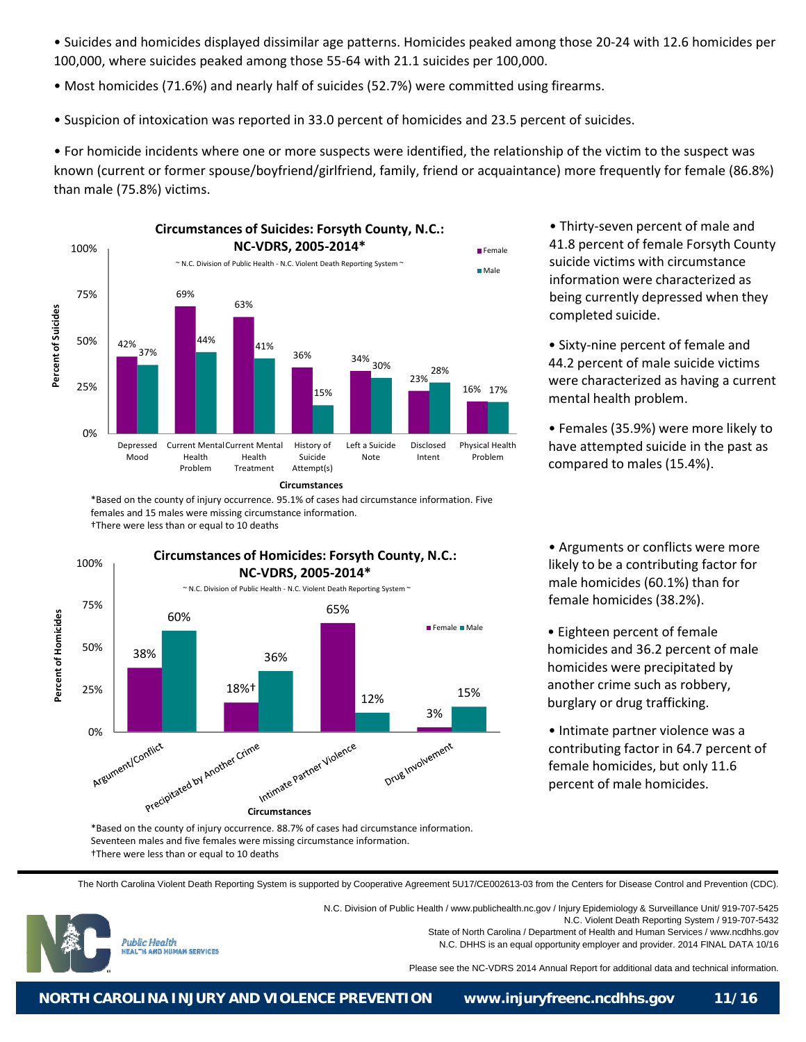• Suicides and homicides displayed dissimilar age patterns. Homicides peaked among those 20-24 with 12.6 homicides per 100,000, where suicides peaked among those 55-64 with 21.1 suicides per 100,000.

• Most homicides (71.6%) and nearly half of suicides (52.7%) were committed using firearms.

• Suspicion of intoxication was reported in 33.0 percent of homicides and 23.5 percent of suicides.

• For homicide incidents where one or more suspects were identified, the relationship of the victim to the suspect was known (current or former spouse/boyfriend/girlfriend, family, friend or acquaintance) more frequently for female (86.8%) than male (75.8%) victims.

**Circumstances of Suicides: Forsyth County, N.C.: NC-VDRS, 2005-2014***

~ N.C. Division of Public Health - N.C. Violent Death Reporting System ~

Female
Male

Percent of Suicides

100%
75%
50%
25%
0%

Depressed Mood: 42% 37%
Current Mental Health Problem: 69% 44%
Current Mental Health Treatment: 63% 41%
History of Suicide Attempt(s): 36% 15%
Left a Suicide Note: 34% 30%
Disclosed Intent: 23% 28%
Physical Health Problem: 16% 17%

Circumstances

*Based on the county of injury occurrence. 95.1% of cases had circumstance information. Five females and 15 males were missing circumstance information.
†There were less than or equal to 10 deaths

• Thirty-seven percent of male and 41.8 percent of female Forsyth County suicide victims with circumstance information were characterized as being currently depressed when they completed suicide.

• Sixty-nine percent of female and 44.2 percent of male suicide victims were characterized as having a current mental health problem.

• Females (35.9%) were more likely to have attempted suicide in the past as compared to males (15.4%).

**Circumstances of Homicides: Forsyth County, N.C.: NC-VDRS, 2005-2014***

~ N.C. Division of Public Health - N.C. Violent Death Reporting System ~

Female
Male

Percent of Homicides

100%
75%
50%
25%
0%

Argument/Conflict: 38% 60%
Precipitated by Another Crime: 18%† 36%
Intimate Partner Violence: 65% 12%
Drug Involvement: 3% 15%

Circumstances

*Based on the county of injury occurrence. 88.7% of cases had circumstance information. Seventeen males and five females were missing circumstance information.
†There were less than or equal to 10 deaths

• Arguments or conflicts were more likely to be a contributing factor for male homicides (60.1%) than for female homicides (38.2%).

• Eighteen percent of female homicides and 36.2 percent of male homicides were precipitated by another crime such as robbery, burglary or drug trafficking.

• Intimate partner violence was a contributing factor in 64.7 percent of female homicides, but only 11.6 percent of male homicides.

The North Carolina Violent Death Reporting System is supported by Cooperative Agreement 5U17/CE002613-03 from the Centers for Disease Control and Prevention (CDC).

N.C. Division of Public Health / www.publichealth.nc.gov / Injury Epidemiology & Surveillance Unit/ 919-707-5425
N.C. Violent Death Reporting System / 919-707-5432
State of North Carolina / Department of Health and Human Services / www.ncdhhs.gov
N.C. DHHS is an equal opportunity employer and provider. 2014 FINAL DATA 10/16

Please see the NC-VDRS 2014 Annual Report for additional data and technical information.